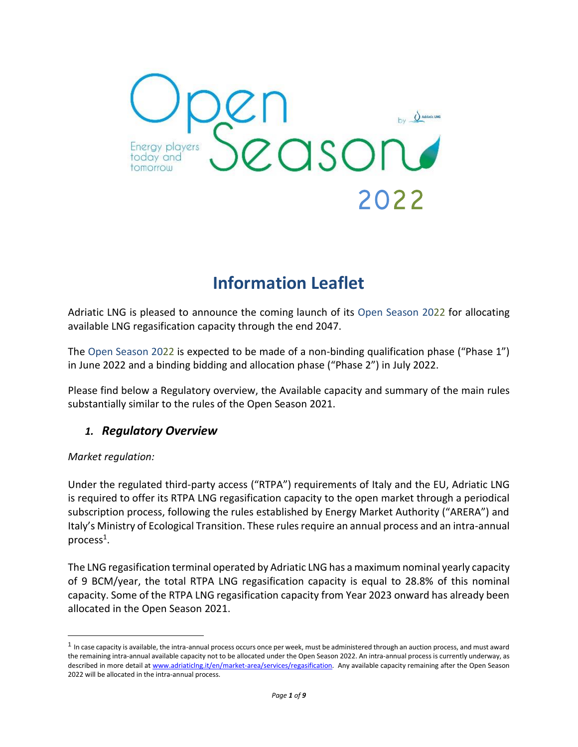# Open Season 2022

Energy players today and tomorrow

by Adriatic LNG

## Information Leaflet

Adriatic LNG is pleased to announce the coming launch of its Open Season 2022 for allocating available LNG regasification capacity through the end 2047.

The Open Season 2022 is expected to be made of a non-binding qualification phase ("Phase 1") in June 2022 and a binding bidding and allocation phase ("Phase 2") in July 2022.

Please find below a Regulatory overview, the Available capacity and summary of the main rules substantially similar to the rules of the Open Season 2021.

### *1. Regulatory Overview*

*Market regulation:*

Under the regulated third-party access ("RTPA") requirements of Italy and the EU, Adriatic LNG is required to offer its RTPA LNG regasification capacity to the open market through a periodical subscription process, following the rules established by Energy Market Authority ("ARERA") and Italy's Ministry of Ecological Transition. These rules require an annual process and an intra-annual process[1].

The LNG regasification terminal operated by Adriatic LNG has a maximum nominal yearly capacity of 9 BCM/year, the total RTPA LNG regasification capacity is equal to 28.8% of this nominal capacity. Some of the RTPA LNG regasification capacity from Year 2023 onward has already been allocated in the Open Season 2021.

---

[1] In case capacity is available, the intra-annual process occurs once per week, must be administered through an auction process, and must award the remaining intra-annual available capacity not to be allocated under the Open Season 2022. An intra-annual process is currently underway, as described in more detail at www.adriaticlng.it/en/market-area/services/regasification. Any available capacity remaining after the Open Season 2022 will be allocated in the intra-annual process.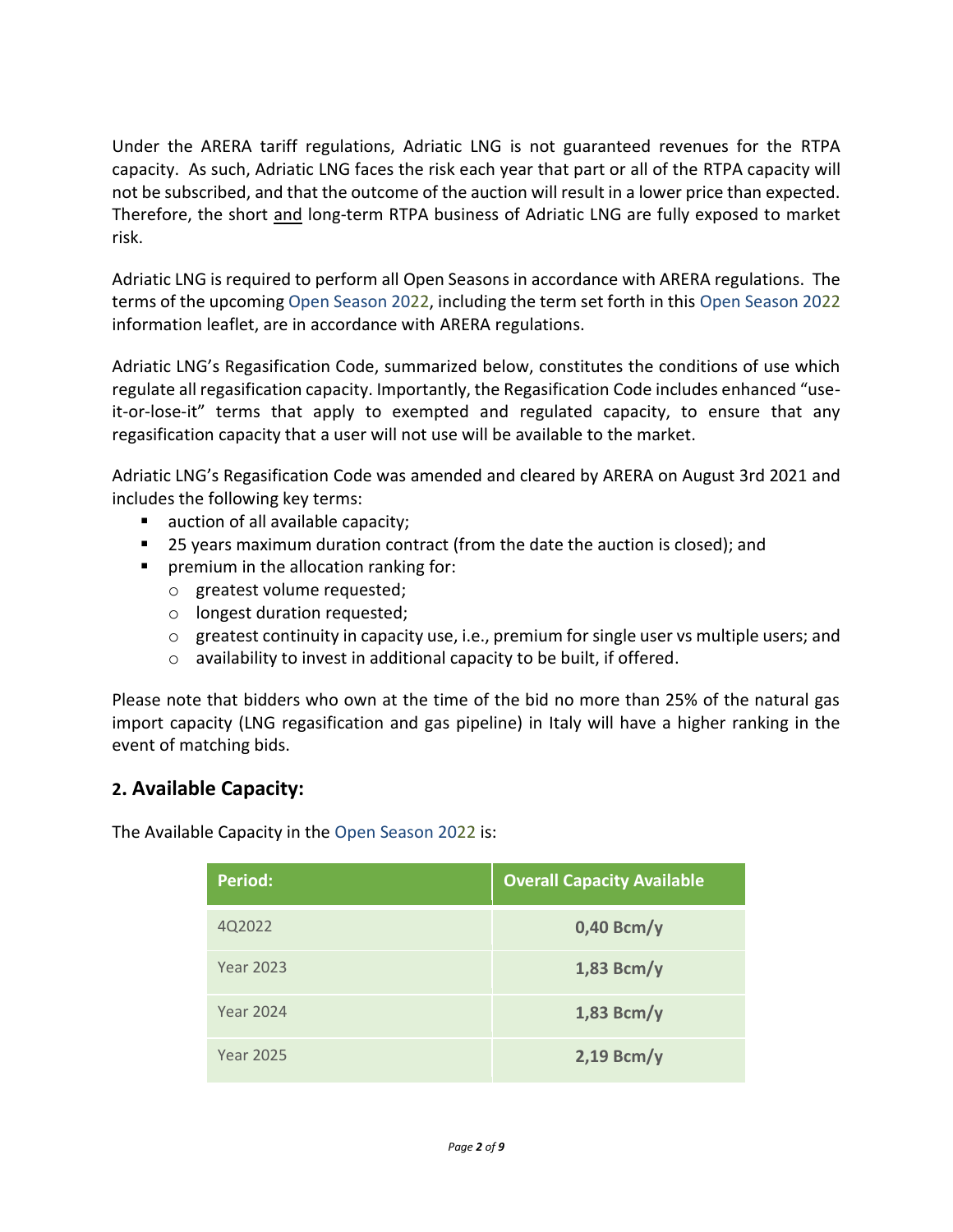Under the ARERA tariff regulations, Adriatic LNG is not guaranteed revenues for the RTPA capacity. As such, Adriatic LNG faces the risk each year that part or all of the RTPA capacity will not be subscribed, and that the outcome of the auction will result in a lower price than expected. Therefore, the short and long-term RTPA business of Adriatic LNG are fully exposed to market risk.

Adriatic LNG is required to perform all Open Seasons in accordance with ARERA regulations. The terms of the upcoming Open Season 2022, including the term set forth in this Open Season 2022 information leaflet, are in accordance with ARERA regulations.

Adriatic LNG's Regasification Code, summarized below, constitutes the conditions of use which regulate all regasification capacity. Importantly, the Regasification Code includes enhanced "use-it-or-lose-it" terms that apply to exempted and regulated capacity, to ensure that any regasification capacity that a user will not use will be available to the market.

Adriatic LNG's Regasification Code was amended and cleared by ARERA on August 3rd 2021 and includes the following key terms:

- auction of all available capacity;
- 25 years maximum duration contract (from the date the auction is closed); and
- premium in the allocation ranking for:
  - greatest volume requested;
  - longest duration requested;
  - greatest continuity in capacity use, i.e., premium for single user vs multiple users; and
  - availability to invest in additional capacity to be built, if offered.

Please note that bidders who own at the time of the bid no more than 25% of the natural gas import capacity (LNG regasification and gas pipeline) in Italy will have a higher ranking in the event of matching bids.

## 2. Available Capacity:

The Available Capacity in the Open Season 2022 is:

| Period: | Overall Capacity Available |
|---|---|
| 4Q2022 | **0,40 Bcm/y** |
| Year 2023 | **1,83 Bcm/y** |
| Year 2024 | **1,83 Bcm/y** |
| Year 2025 | **2,19 Bcm/y** |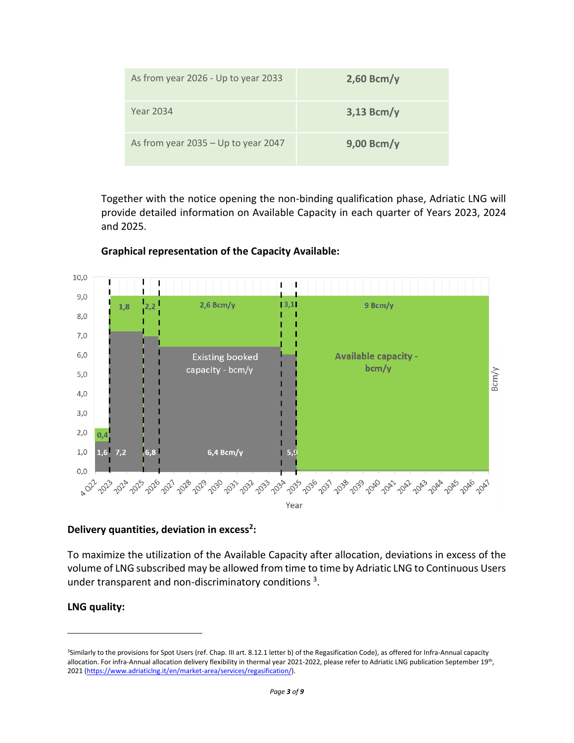| As from year 2026 - Up to year 2033 | **2,60 Bcm/y** |
|---|---|
| Year 2034 | **3,13 Bcm/y** |
| As from year 2035 – Up to year 2047 | **9,00 Bcm/y** |

Together with the notice opening the non-binding qualification phase, Adriatic LNG will provide detailed information on Available Capacity in each quarter of Years 2023, 2024 and 2025.

**Graphical representation of the Capacity Available:**

**Delivery quantities, deviation in excess[2]:**

To maximize the utilization of the Available Capacity after allocation, deviations in excess of the volume of LNG subscribed may be allowed from time to time by Adriatic LNG to Continuous Users under transparent and non-discriminatory conditions [3].

**LNG quality:**

---

[3] Similarly to the provisions for Spot Users (ref. Chap. III art. 8.12.1 letter b) of the Regasification Code), as offered for Infra-Annual capacity allocation. For infra-Annual allocation delivery flexibility in thermal year 2021-2022, please refer to Adriatic LNG publication September 19th, 2021 (https://www.adriaticlng.it/en/market-area/services/regasification/).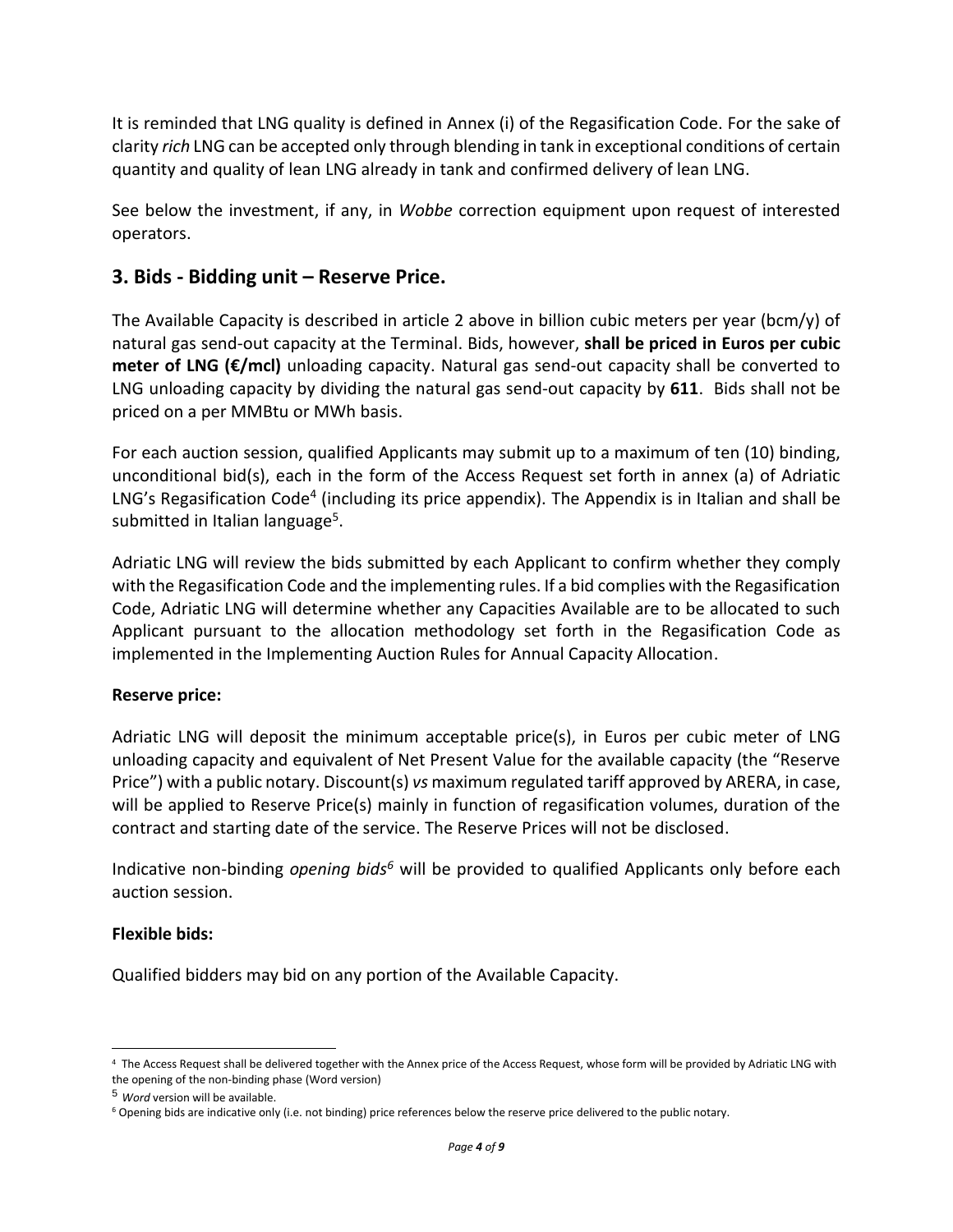It is reminded that LNG quality is defined in Annex (i) of the Regasification Code. For the sake of clarity *rich* LNG can be accepted only through blending in tank in exceptional conditions of certain quantity and quality of lean LNG already in tank and confirmed delivery of lean LNG.

See below the investment, if any, in *Wobbe* correction equipment upon request of interested operators.

## 3. Bids - Bidding unit – Reserve Price.

The Available Capacity is described in article 2 above in billion cubic meters per year (bcm/y) of natural gas send-out capacity at the Terminal. Bids, however, **shall be priced in Euros per cubic meter of LNG (€/mcl)** unloading capacity. Natural gas send-out capacity shall be converted to LNG unloading capacity by dividing the natural gas send-out capacity by **611**. Bids shall not be priced on a per MMBtu or MWh basis.

For each auction session, qualified Applicants may submit up to a maximum of ten (10) binding, unconditional bid(s), each in the form of the Access Request set forth in annex (a) of Adriatic LNG's Regasification Code[4] (including its price appendix). The Appendix is in Italian and shall be submitted in Italian language[5].

Adriatic LNG will review the bids submitted by each Applicant to confirm whether they comply with the Regasification Code and the implementing rules. If a bid complies with the Regasification Code, Adriatic LNG will determine whether any Capacities Available are to be allocated to such Applicant pursuant to the allocation methodology set forth in the Regasification Code as implemented in the Implementing Auction Rules for Annual Capacity Allocation.

**Reserve price:**

Adriatic LNG will deposit the minimum acceptable price(s), in Euros per cubic meter of LNG unloading capacity and equivalent of Net Present Value for the available capacity (the "Reserve Price") with a public notary. Discount(s) *vs* maximum regulated tariff approved by ARERA, in case, will be applied to Reserve Price(s) mainly in function of regasification volumes, duration of the contract and starting date of the service. The Reserve Prices will not be disclosed.

Indicative non-binding *opening bids*[6] will be provided to qualified Applicants only before each auction session.

**Flexible bids:**

Qualified bidders may bid on any portion of the Available Capacity.

---

[4] The Access Request shall be delivered together with the Annex price of the Access Request, whose form will be provided by Adriatic LNG with the opening of the non-binding phase (Word version)

[5] *Word* version will be available.

[6] Opening bids are indicative only (i.e. not binding) price references below the reserve price delivered to the public notary.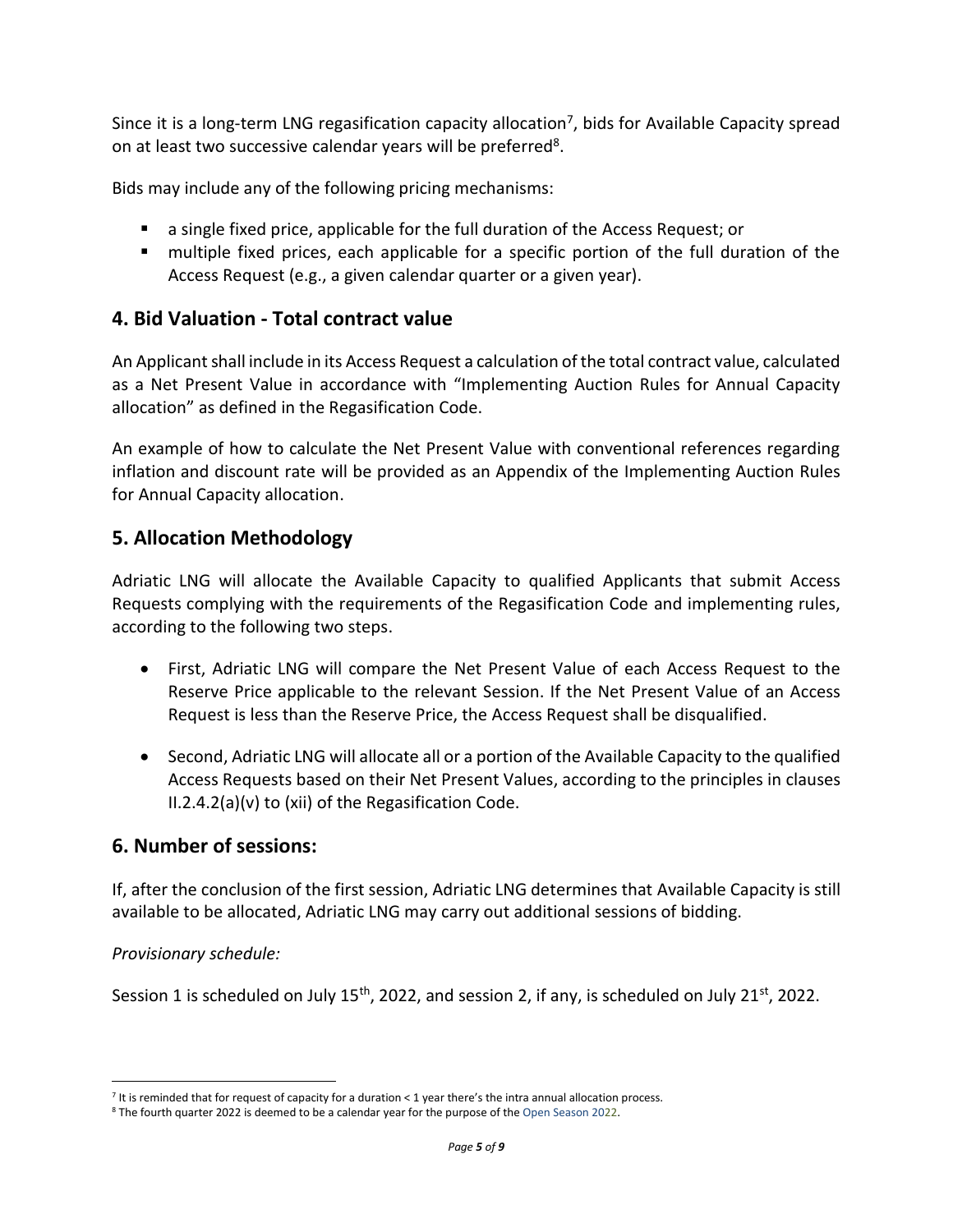Since it is a long-term LNG regasification capacity allocation[7], bids for Available Capacity spread on at least two successive calendar years will be preferred[8].

Bids may include any of the following pricing mechanisms:

- a single fixed price, applicable for the full duration of the Access Request; or
- multiple fixed prices, each applicable for a specific portion of the full duration of the Access Request (e.g., a given calendar quarter or a given year).

## 4. Bid Valuation - Total contract value

An Applicant shall include in its Access Request a calculation of the total contract value, calculated as a Net Present Value in accordance with "Implementing Auction Rules for Annual Capacity allocation" as defined in the Regasification Code.

An example of how to calculate the Net Present Value with conventional references regarding inflation and discount rate will be provided as an Appendix of the Implementing Auction Rules for Annual Capacity allocation.

## 5. Allocation Methodology

Adriatic LNG will allocate the Available Capacity to qualified Applicants that submit Access Requests complying with the requirements of the Regasification Code and implementing rules, according to the following two steps.

- First, Adriatic LNG will compare the Net Present Value of each Access Request to the Reserve Price applicable to the relevant Session. If the Net Present Value of an Access Request is less than the Reserve Price, the Access Request shall be disqualified.
- Second, Adriatic LNG will allocate all or a portion of the Available Capacity to the qualified Access Requests based on their Net Present Values, according to the principles in clauses II.2.4.2(a)(v) to (xii) of the Regasification Code.

## 6. Number of sessions:

If, after the conclusion of the first session, Adriatic LNG determines that Available Capacity is still available to be allocated, Adriatic LNG may carry out additional sessions of bidding.

*Provisionary schedule:*

Session 1 is scheduled on July 15th, 2022, and session 2, if any, is scheduled on July 21st, 2022.

---

[7] It is reminded that for request of capacity for a duration < 1 year there's the intra annual allocation process.

[8] The fourth quarter 2022 is deemed to be a calendar year for the purpose of the Open Season 2022.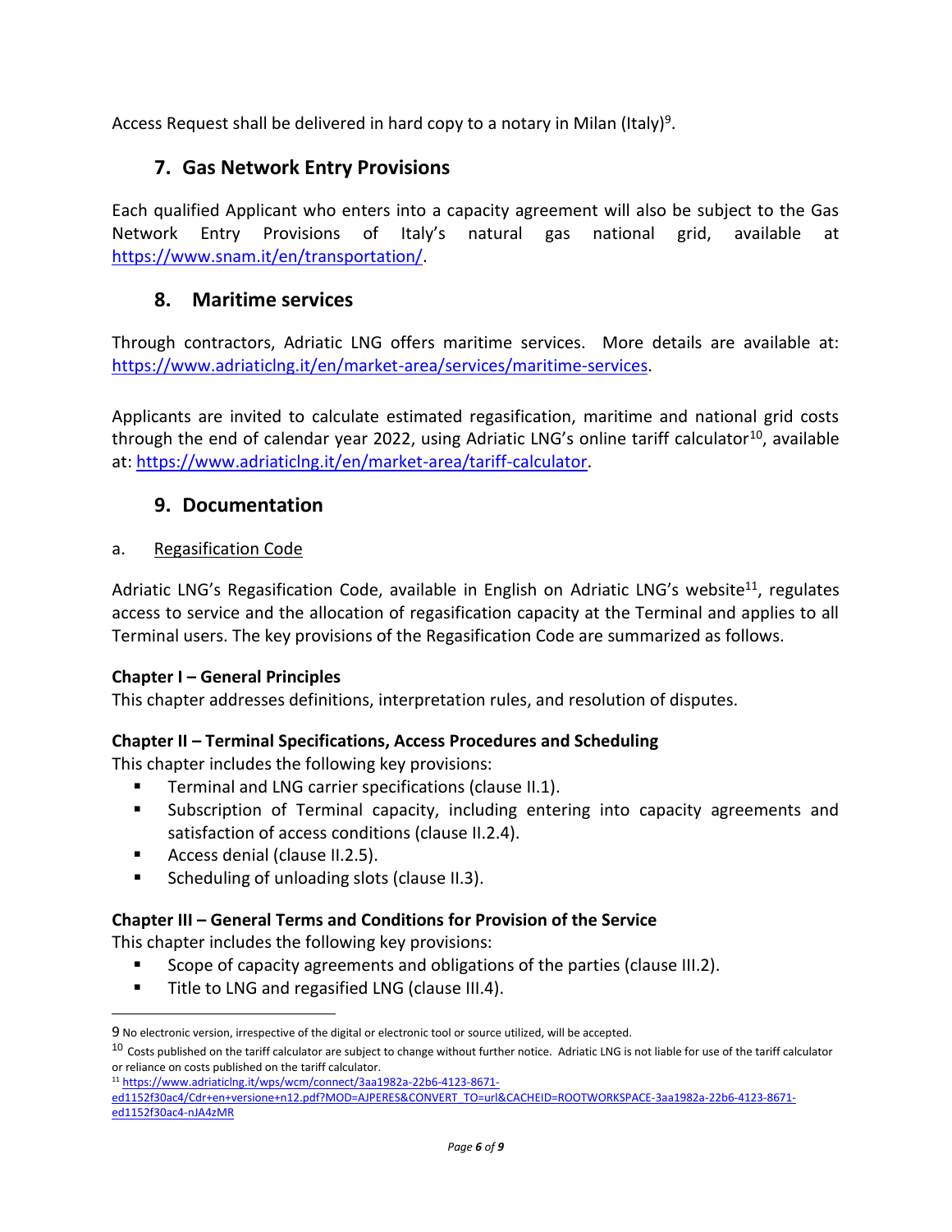Access Request shall be delivered in hard copy to a notary in Milan (Italy)[9].

## 7. Gas Network Entry Provisions

Each qualified Applicant who enters into a capacity agreement will also be subject to the Gas Network Entry Provisions of Italy's natural gas national grid, available at https://www.snam.it/en/transportation/.

## 8. Maritime services

Through contractors, Adriatic LNG offers maritime services. More details are available at: https://www.adriaticlng.it/en/market-area/services/maritime-services.

Applicants are invited to calculate estimated regasification, maritime and national grid costs through the end of calendar year 2022, using Adriatic LNG's online tariff calculator[10], available at: https://www.adriaticlng.it/en/market-area/tariff-calculator.

## 9. Documentation

a. Regasification Code

Adriatic LNG's Regasification Code, available in English on Adriatic LNG's website[11], regulates access to service and the allocation of regasification capacity at the Terminal and applies to all Terminal users. The key provisions of the Regasification Code are summarized as follows.

**Chapter I – General Principles**

This chapter addresses definitions, interpretation rules, and resolution of disputes.

**Chapter II – Terminal Specifications, Access Procedures and Scheduling**

This chapter includes the following key provisions:

- Terminal and LNG carrier specifications (clause II.1).
- Subscription of Terminal capacity, including entering into capacity agreements and satisfaction of access conditions (clause II.2.4).
- Access denial (clause II.2.5).
- Scheduling of unloading slots (clause II.3).

**Chapter III – General Terms and Conditions for Provision of the Service**

This chapter includes the following key provisions:

- Scope of capacity agreements and obligations of the parties (clause III.2).
- Title to LNG and regasified LNG (clause III.4).

---

9 No electronic version, irrespective of the digital or electronic tool or source utilized, will be accepted.

10 Costs published on the tariff calculator are subject to change without further notice. Adriatic LNG is not liable for use of the tariff calculator or reliance on costs published on the tariff calculator.

11 https://www.adriaticlng.it/wps/wcm/connect/3aa1982a-22b6-4123-8671-ed1152f30ac4/Cdr+en+versione+n12.pdf?MOD=AJPERES&CONVERT_TO=url&CACHEID=ROOTWORKSPACE-3aa1982a-22b6-4123-8671-ed1152f30ac4-nJA4zMR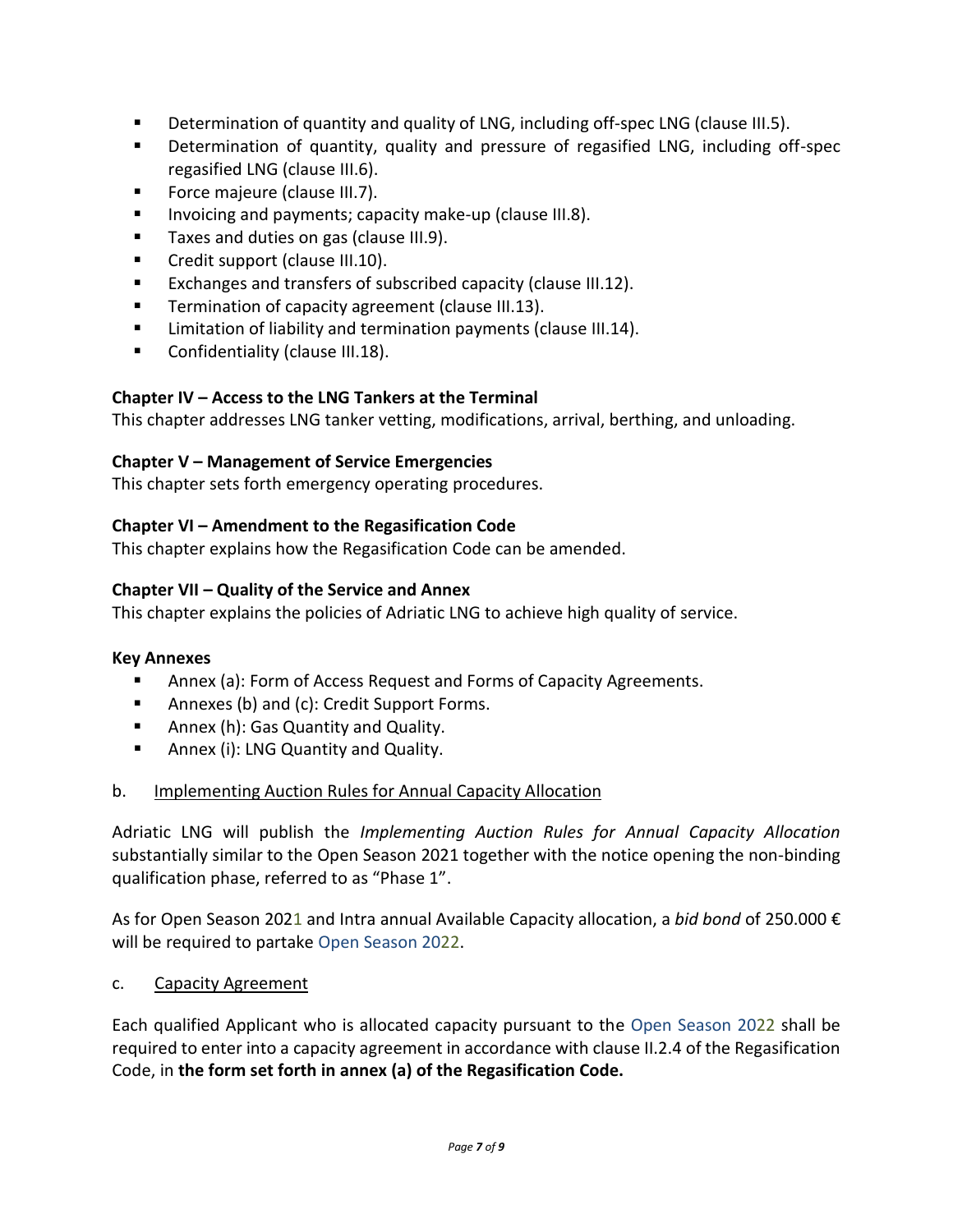- Determination of quantity and quality of LNG, including off-spec LNG (clause III.5).
- Determination of quantity, quality and pressure of regasified LNG, including off-spec regasified LNG (clause III.6).
- Force majeure (clause III.7).
- Invoicing and payments; capacity make-up (clause III.8).
- Taxes and duties on gas (clause III.9).
- Credit support (clause III.10).
- Exchanges and transfers of subscribed capacity (clause III.12).
- Termination of capacity agreement (clause III.13).
- Limitation of liability and termination payments (clause III.14).
- Confidentiality (clause III.18).

**Chapter IV – Access to the LNG Tankers at the Terminal**
This chapter addresses LNG tanker vetting, modifications, arrival, berthing, and unloading.

**Chapter V – Management of Service Emergencies**
This chapter sets forth emergency operating procedures.

**Chapter VI – Amendment to the Regasification Code**
This chapter explains how the Regasification Code can be amended.

**Chapter VII – Quality of the Service and Annex**
This chapter explains the policies of Adriatic LNG to achieve high quality of service.

**Key Annexes**

- Annex (a): Form of Access Request and Forms of Capacity Agreements.
- Annexes (b) and (c): Credit Support Forms.
- Annex (h): Gas Quantity and Quality.
- Annex (i): LNG Quantity and Quality.

b. Implementing Auction Rules for Annual Capacity Allocation

Adriatic LNG will publish the *Implementing Auction Rules for Annual Capacity Allocation* substantially similar to the Open Season 2021 together with the notice opening the non-binding qualification phase, referred to as "Phase 1".

As for Open Season 2021 and Intra annual Available Capacity allocation, a *bid bond* of 250.000 € will be required to partake Open Season 2022.

c. Capacity Agreement

Each qualified Applicant who is allocated capacity pursuant to the Open Season 2022 shall be required to enter into a capacity agreement in accordance with clause II.2.4 of the Regasification Code, in **the form set forth in annex (a) of the Regasification Code.**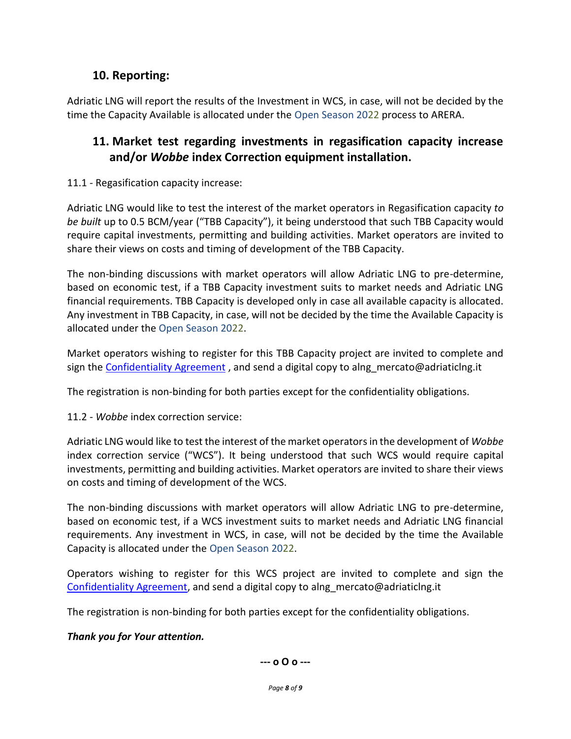## 10. Reporting:

Adriatic LNG will report the results of the Investment in WCS, in case, will not be decided by the time the Capacity Available is allocated under the Open Season 2022 process to ARERA.

## 11. Market test regarding investments in regasification capacity increase and/or *Wobbe* index Correction equipment installation.

11.1 - Regasification capacity increase:

Adriatic LNG would like to test the interest of the market operators in Regasification capacity *to be built* up to 0.5 BCM/year ("TBB Capacity"), it being understood that such TBB Capacity would require capital investments, permitting and building activities. Market operators are invited to share their views on costs and timing of development of the TBB Capacity.

The non-binding discussions with market operators will allow Adriatic LNG to pre-determine, based on economic test, if a TBB Capacity investment suits to market needs and Adriatic LNG financial requirements. TBB Capacity is developed only in case all available capacity is allocated. Any investment in TBB Capacity, in case, will not be decided by the time the Available Capacity is allocated under the Open Season 2022.

Market operators wishing to register for this TBB Capacity project are invited to complete and sign the Confidentiality Agreement , and send a digital copy to alng_mercato@adriaticlng.it

The registration is non-binding for both parties except for the confidentiality obligations.

11.2 - *Wobbe* index correction service:

Adriatic LNG would like to test the interest of the market operators in the development of *Wobbe* index correction service ("WCS"). It being understood that such WCS would require capital investments, permitting and building activities. Market operators are invited to share their views on costs and timing of development of the WCS.

The non-binding discussions with market operators will allow Adriatic LNG to pre-determine, based on economic test, if a WCS investment suits to market needs and Adriatic LNG financial requirements. Any investment in WCS, in case, will not be decided by the time the Available Capacity is allocated under the Open Season 2022.

Operators wishing to register for this WCS project are invited to complete and sign the Confidentiality Agreement, and send a digital copy to alng_mercato@adriaticlng.it

The registration is non-binding for both parties except for the confidentiality obligations.

***Thank you for Your attention.***

**--- o O o ---**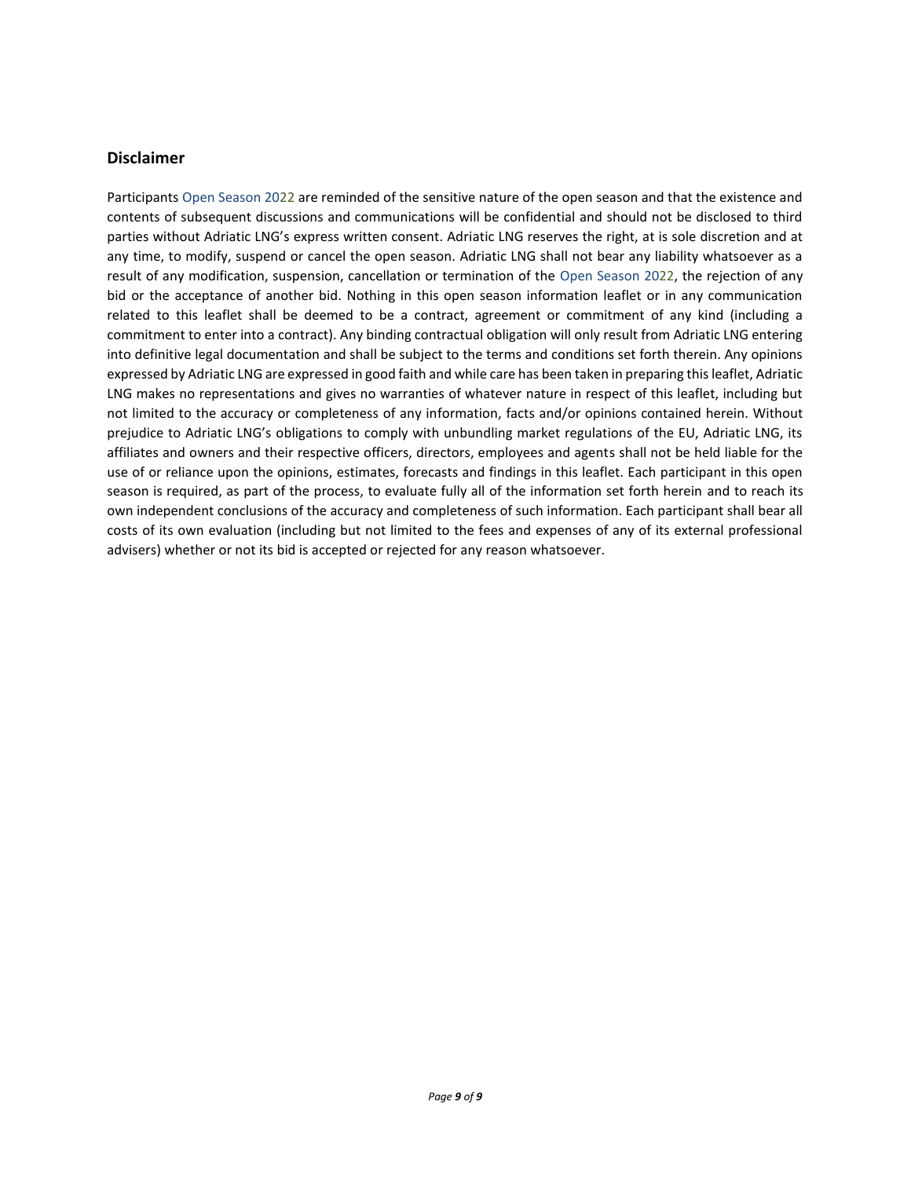## Disclaimer

Participants Open Season 2022 are reminded of the sensitive nature of the open season and that the existence and contents of subsequent discussions and communications will be confidential and should not be disclosed to third parties without Adriatic LNG's express written consent. Adriatic LNG reserves the right, at is sole discretion and at any time, to modify, suspend or cancel the open season. Adriatic LNG shall not bear any liability whatsoever as a result of any modification, suspension, cancellation or termination of the Open Season 2022, the rejection of any bid or the acceptance of another bid. Nothing in this open season information leaflet or in any communication related to this leaflet shall be deemed to be a contract, agreement or commitment of any kind (including a commitment to enter into a contract). Any binding contractual obligation will only result from Adriatic LNG entering into definitive legal documentation and shall be subject to the terms and conditions set forth therein. Any opinions expressed by Adriatic LNG are expressed in good faith and while care has been taken in preparing this leaflet, Adriatic LNG makes no representations and gives no warranties of whatever nature in respect of this leaflet, including but not limited to the accuracy or completeness of any information, facts and/or opinions contained herein. Without prejudice to Adriatic LNG's obligations to comply with unbundling market regulations of the EU, Adriatic LNG, its affiliates and owners and their respective officers, directors, employees and agents shall not be held liable for the use of or reliance upon the opinions, estimates, forecasts and findings in this leaflet. Each participant in this open season is required, as part of the process, to evaluate fully all of the information set forth herein and to reach its own independent conclusions of the accuracy and completeness of such information. Each participant shall bear all costs of its own evaluation (including but not limited to the fees and expenses of any of its external professional advisers) whether or not its bid is accepted or rejected for any reason whatsoever.